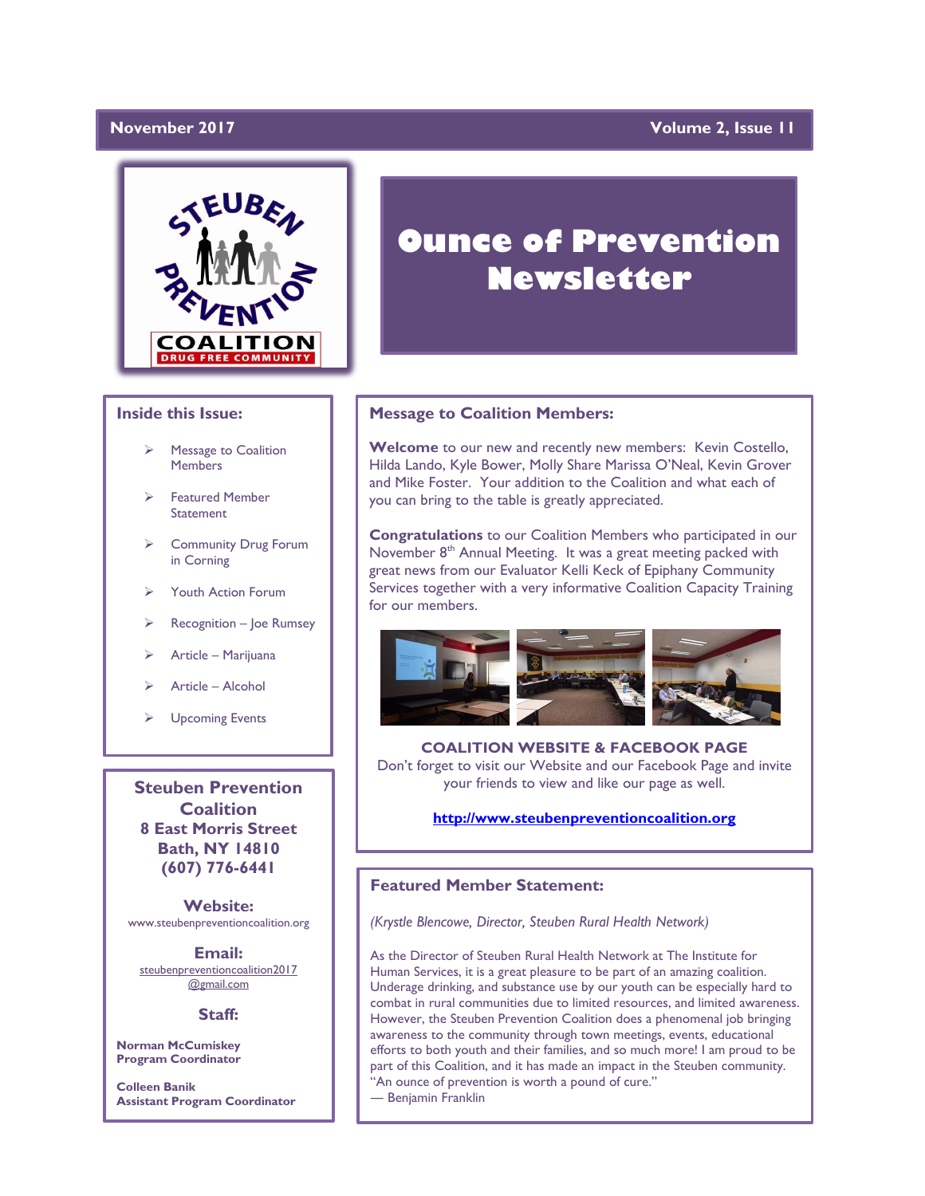November 2017 | Volume 2, Issue 11

# Ounce of Prevention Newsletter

STEUBEN PREVENTION COALITION
DRUG FREE COMMUNITY

## Inside this Issue:

- Message to Coalition Members
- Featured Member Statement
- Community Drug Forum in Corning
- Youth Action Forum
- Recognition – Joe Rumsey
- Article – Marijuana
- Article – Alcohol
- Upcoming Events

**Steuben Prevention Coalition**
**8 East Morris Street**
**Bath, NY 14810**
**(607) 776-6441**

**Website:**
www.steubenpreventioncoalition.org

**Email:**
steubenpreventioncoalition2017@gmail.com

**Staff:**

**Norman McCumiskey**
**Program Coordinator**

**Colleen Banik**
**Assistant Program Coordinator**

## Message to Coalition Members:

**Welcome** to our new and recently new members: Kevin Costello, Hilda Lando, Kyle Bower, Molly Share Marissa O'Neal, Kevin Grover and Mike Foster. Your addition to the Coalition and what each of you can bring to the table is greatly appreciated.

**Congratulations** to our Coalition Members who participated in our November 8th Annual Meeting. It was a great meeting packed with great news from our Evaluator Kelli Keck of Epiphany Community Services together with a very informative Coalition Capacity Training for our members.

**COALITION WEBSITE & FACEBOOK PAGE**

Don't forget to visit our Website and our Facebook Page and invite your friends to view and like our page as well.

**http://www.steubenpreventioncoalition.org**

## Featured Member Statement:

*(Krystle Blencowe, Director, Steuben Rural Health Network)*

As the Director of Steuben Rural Health Network at The Institute for Human Services, it is a great pleasure to be part of an amazing coalition. Underage drinking, and substance use by our youth can be especially hard to combat in rural communities due to limited resources, and limited awareness. However, the Steuben Prevention Coalition does a phenomenal job bringing awareness to the community through town meetings, events, educational efforts to both youth and their families, and so much more! I am proud to be part of this Coalition, and it has made an impact in the Steuben community. "An ounce of prevention is worth a pound of cure."
— Benjamin Franklin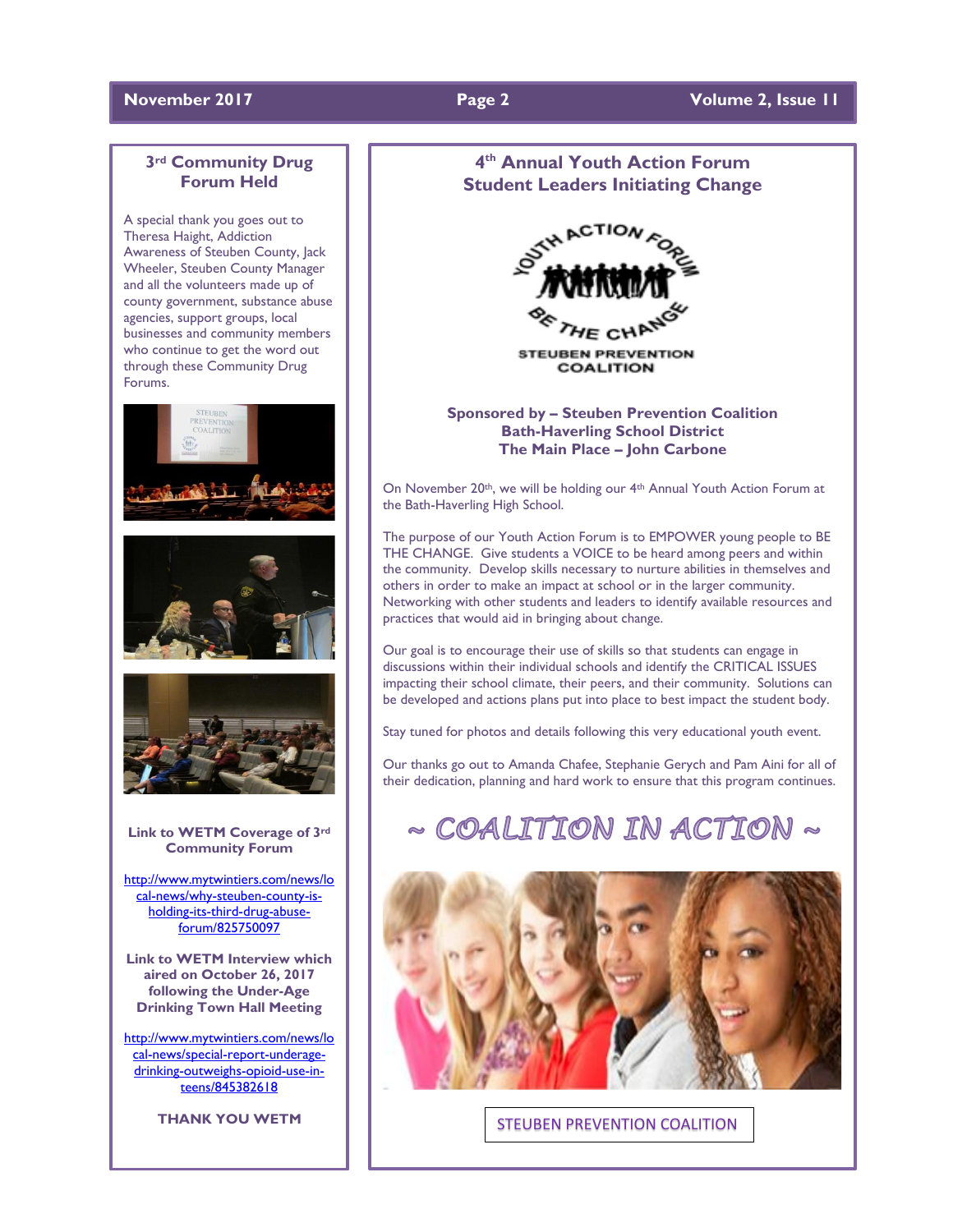## 3rd Community Drug Forum Held

A special thank you goes out to Theresa Haight, Addiction Awareness of Steuben County, Jack Wheeler, Steuben County Manager and all the volunteers made up of county government, substance abuse agencies, support groups, local businesses and community members who continue to get the word out through these Community Drug Forums.

**Link to WETM Coverage of 3rd Community Forum**

http://www.mytwintiers.com/news/local-news/why-steuben-county-is-holding-its-third-drug-abuse-forum/825750097

**Link to WETM Interview which aired on October 26, 2017 following the Under-Age Drinking Town Hall Meeting**

http://www.mytwintiers.com/news/local-news/special-report-underage-drinking-outweighs-opioid-use-in-teens/845382618

**THANK YOU WETM**

## 4th Annual Youth Action Forum Student Leaders Initiating Change

YOUTH ACTION FORUM
BE THE CHANGE
STEUBEN PREVENTION COALITION

**Sponsored by – Steuben Prevention Coalition**
**Bath-Haverling School District**
**The Main Place – John Carbone**

On November 20th, we will be holding our 4th Annual Youth Action Forum at the Bath-Haverling High School.

The purpose of our Youth Action Forum is to EMPOWER young people to BE THE CHANGE. Give students a VOICE to be heard among peers and within the community. Develop skills necessary to nurture abilities in themselves and others in order to make an impact at school or in the larger community. Networking with other students and leaders to identify available resources and practices that would aid in bringing about change.

Our goal is to encourage their use of skills so that students can engage in discussions within their individual schools and identify the CRITICAL ISSUES impacting their school climate, their peers, and their community. Solutions can be developed and actions plans put into place to best impact the student body.

Stay tuned for photos and details following this very educational youth event.

Our thanks go out to Amanda Chafee, Stephanie Gerych and Pam Aini for all of their dedication, planning and hard work to ensure that this program continues.

## ~ COALITION IN ACTION ~

STEUBEN PREVENTION COALITION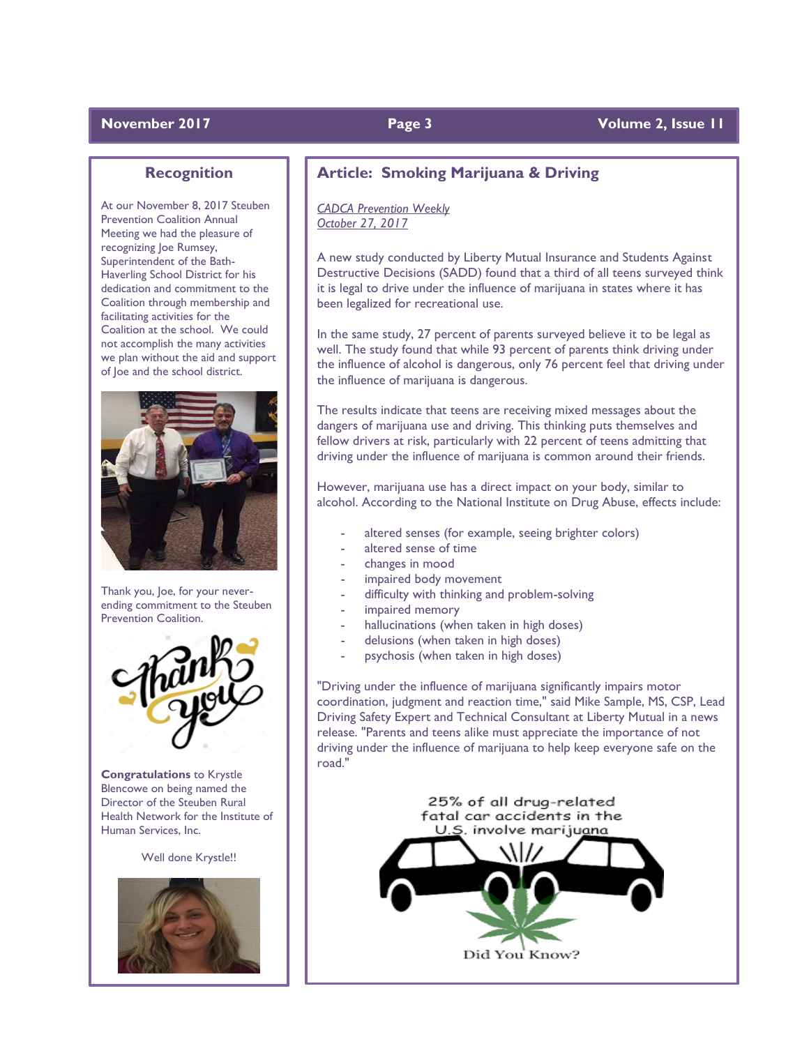## Recognition

At our November 8, 2017 Steuben Prevention Coalition Annual Meeting we had the pleasure of recognizing Joe Rumsey, Superintendent of the Bath-Haverling School District for his dedication and commitment to the Coalition through membership and facilitating activities for the Coalition at the school. We could not accomplish the many activities we plan without the aid and support of Joe and the school district.

Thank you, Joe, for your never-ending commitment to the Steuben Prevention Coalition.

**Congratulations** to Krystle Blencowe on being named the Director of the Steuben Rural Health Network for the Institute of Human Services, Inc.

Well done Krystle!!

## Article: Smoking Marijuana & Driving

*CADCA Prevention Weekly*
*October 27, 2017*

A new study conducted by Liberty Mutual Insurance and Students Against Destructive Decisions (SADD) found that a third of all teens surveyed think it is legal to drive under the influence of marijuana in states where it has been legalized for recreational use.

In the same study, 27 percent of parents surveyed believe it to be legal as well. The study found that while 93 percent of parents think driving under the influence of alcohol is dangerous, only 76 percent feel that driving under the influence of marijuana is dangerous.

The results indicate that teens are receiving mixed messages about the dangers of marijuana use and driving. This thinking puts themselves and fellow drivers at risk, particularly with 22 percent of teens admitting that driving under the influence of marijuana is common around their friends.

However, marijuana use has a direct impact on your body, similar to alcohol. According to the National Institute on Drug Abuse, effects include:

- altered senses (for example, seeing brighter colors)
- altered sense of time
- changes in mood
- impaired body movement
- difficulty with thinking and problem-solving
- impaired memory
- hallucinations (when taken in high doses)
- delusions (when taken in high doses)
- psychosis (when taken in high doses)

"Driving under the influence of marijuana significantly impairs motor coordination, judgment and reaction time," said Mike Sample, MS, CSP, Lead Driving Safety Expert and Technical Consultant at Liberty Mutual in a news release. "Parents and teens alike must appreciate the importance of not driving under the influence of marijuana to help keep everyone safe on the road."

25% of all drug-related fatal car accidents in the U.S. involve marijuana

Did You Know?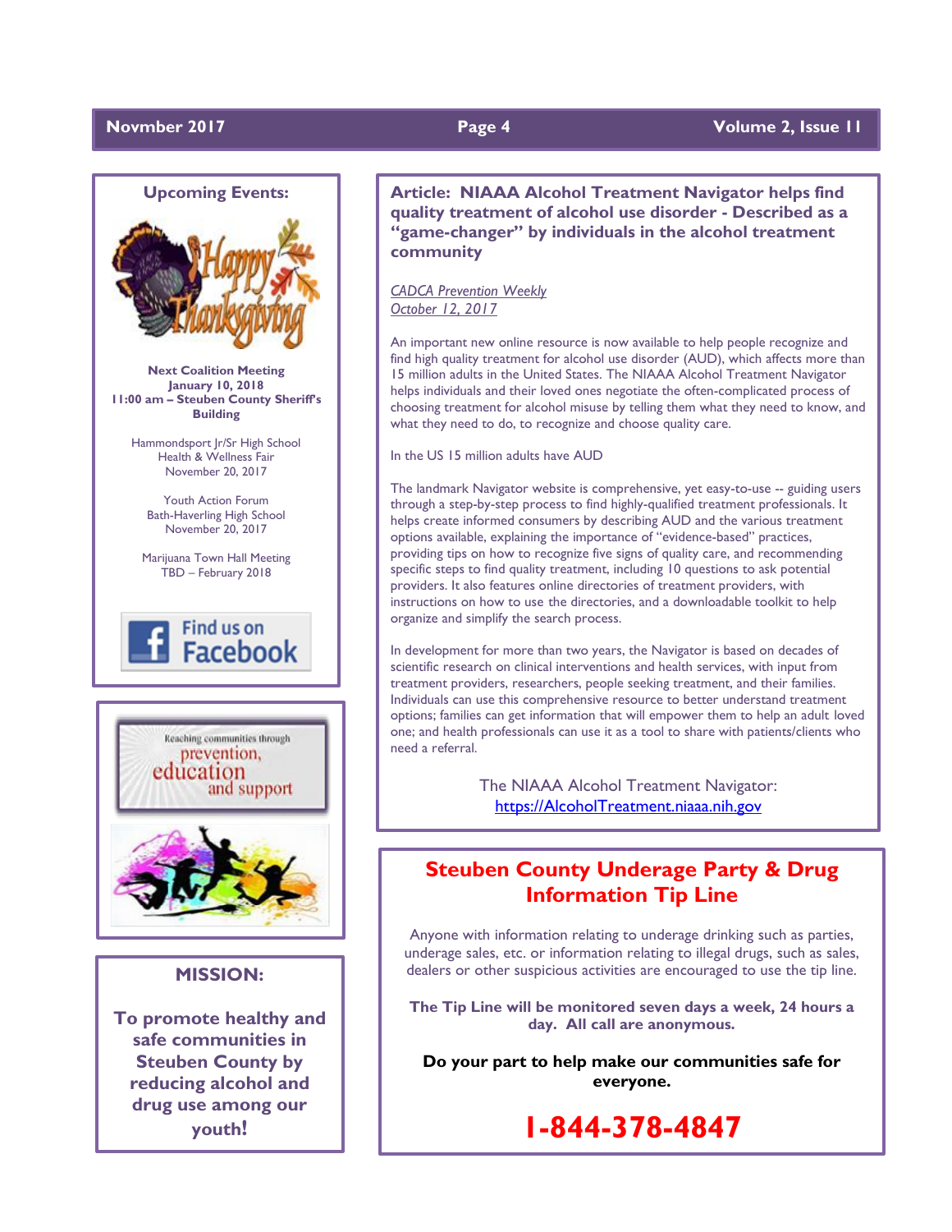## Upcoming Events:

**Next Coalition Meeting**
**January 10, 2018**
**11:00 am – Steuben County Sheriff's Building**

Hammondsport Jr/Sr High School
Health & Wellness Fair
November 20, 2017

Youth Action Forum
Bath-Haverling High School
November 20, 2017

Marijuana Town Hall Meeting
TBD – February 2018

Find us on Facebook

Reaching communities through prevention, education and support

## MISSION:

**To promote healthy and safe communities in Steuben County by reducing alcohol and drug use among our youth!**

## Article: NIAAA Alcohol Treatment Navigator helps find quality treatment of alcohol use disorder - Described as a "game-changer" by individuals in the alcohol treatment community

*CADCA Prevention Weekly*
*October 12, 2017*

An important new online resource is now available to help people recognize and find high quality treatment for alcohol use disorder (AUD), which affects more than 15 million adults in the United States. The NIAAA Alcohol Treatment Navigator helps individuals and their loved ones negotiate the often-complicated process of choosing treatment for alcohol misuse by telling them what they need to know, and what they need to do, to recognize and choose quality care.

In the US 15 million adults have AUD

The landmark Navigator website is comprehensive, yet easy-to-use -- guiding users through a step-by-step process to find highly-qualified treatment professionals. It helps create informed consumers by describing AUD and the various treatment options available, explaining the importance of "evidence-based" practices, providing tips on how to recognize five signs of quality care, and recommending specific steps to find quality treatment, including 10 questions to ask potential providers. It also features online directories of treatment providers, with instructions on how to use the directories, and a downloadable toolkit to help organize and simplify the search process.

In development for more than two years, the Navigator is based on decades of scientific research on clinical interventions and health services, with input from treatment providers, researchers, people seeking treatment, and their families. Individuals can use this comprehensive resource to better understand treatment options; families can get information that will empower them to help an adult loved one; and health professionals can use it as a tool to share with patients/clients who need a referral.

The NIAAA Alcohol Treatment Navigator:
https://AlcoholTreatment.niaaa.nih.gov

## Steuben County Underage Party & Drug Information Tip Line

Anyone with information relating to underage drinking such as parties, underage sales, etc. or information relating to illegal drugs, such as sales, dealers or other suspicious activities are encouraged to use the tip line.

**The Tip Line will be monitored seven days a week, 24 hours a day. All call are anonymous.**

**Do your part to help make our communities safe for everyone.**

# 1-844-378-4847